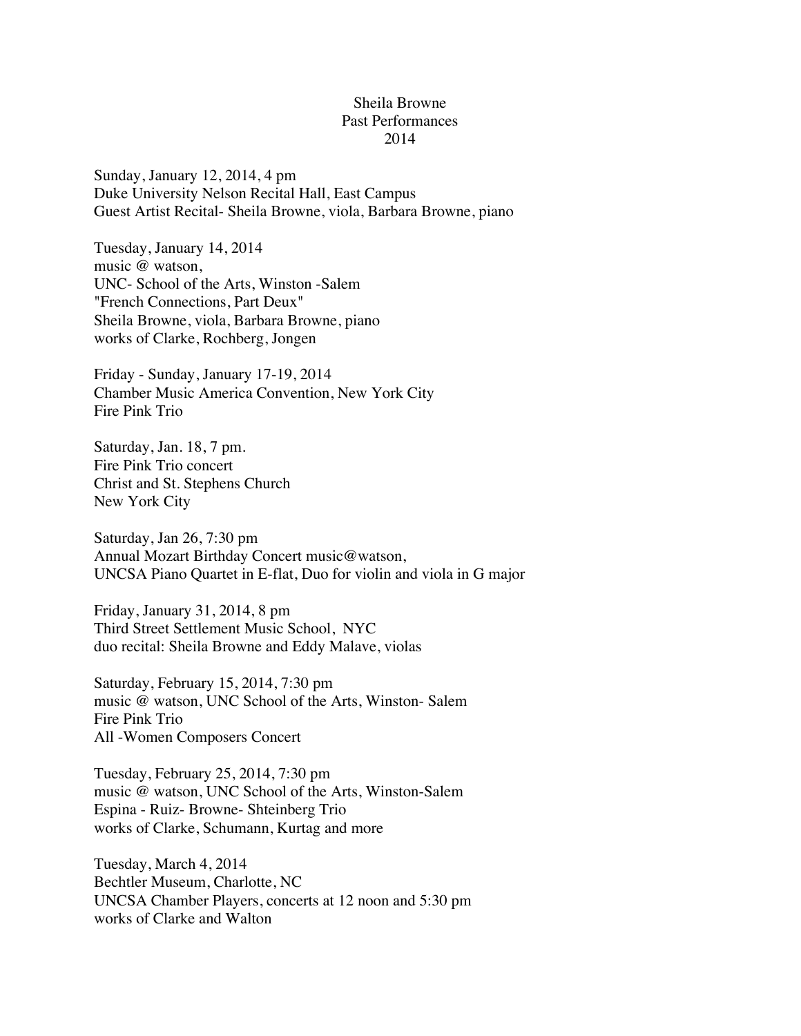# Sheila Browne
## Past Performances
## 2014

Sunday, January 12, 2014, 4 pm
Duke University Nelson Recital Hall, East Campus
Guest Artist Recital- Sheila Browne, viola, Barbara Browne, piano

Tuesday, January 14, 2014
music @ watson,
UNC- School of the Arts, Winston -Salem
"French Connections, Part Deux"
Sheila Browne, viola, Barbara Browne, piano
works of Clarke, Rochberg, Jongen

Friday - Sunday, January 17-19, 2014
Chamber Music America Convention, New York City
Fire Pink Trio

Saturday, Jan. 18, 7 pm.
Fire Pink Trio concert
Christ and St. Stephens Church
New York City

Saturday, Jan 26, 7:30 pm
Annual Mozart Birthday Concert music@watson,
UNCSA Piano Quartet in E-flat, Duo for violin and viola in G major

Friday, January 31, 2014, 8 pm
Third Street Settlement Music School, NYC
duo recital: Sheila Browne and Eddy Malave, violas

Saturday, February 15, 2014, 7:30 pm
music @ watson, UNC School of the Arts, Winston- Salem
Fire Pink Trio
All -Women Composers Concert

Tuesday, February 25, 2014, 7:30 pm
music @ watson, UNC School of the Arts, Winston-Salem
Espina - Ruiz- Browne- Shteinberg Trio
works of Clarke, Schumann, Kurtag and more

Tuesday, March 4, 2014
Bechtler Museum, Charlotte, NC
UNCSA Chamber Players, concerts at 12 noon and 5:30 pm
works of Clarke and Walton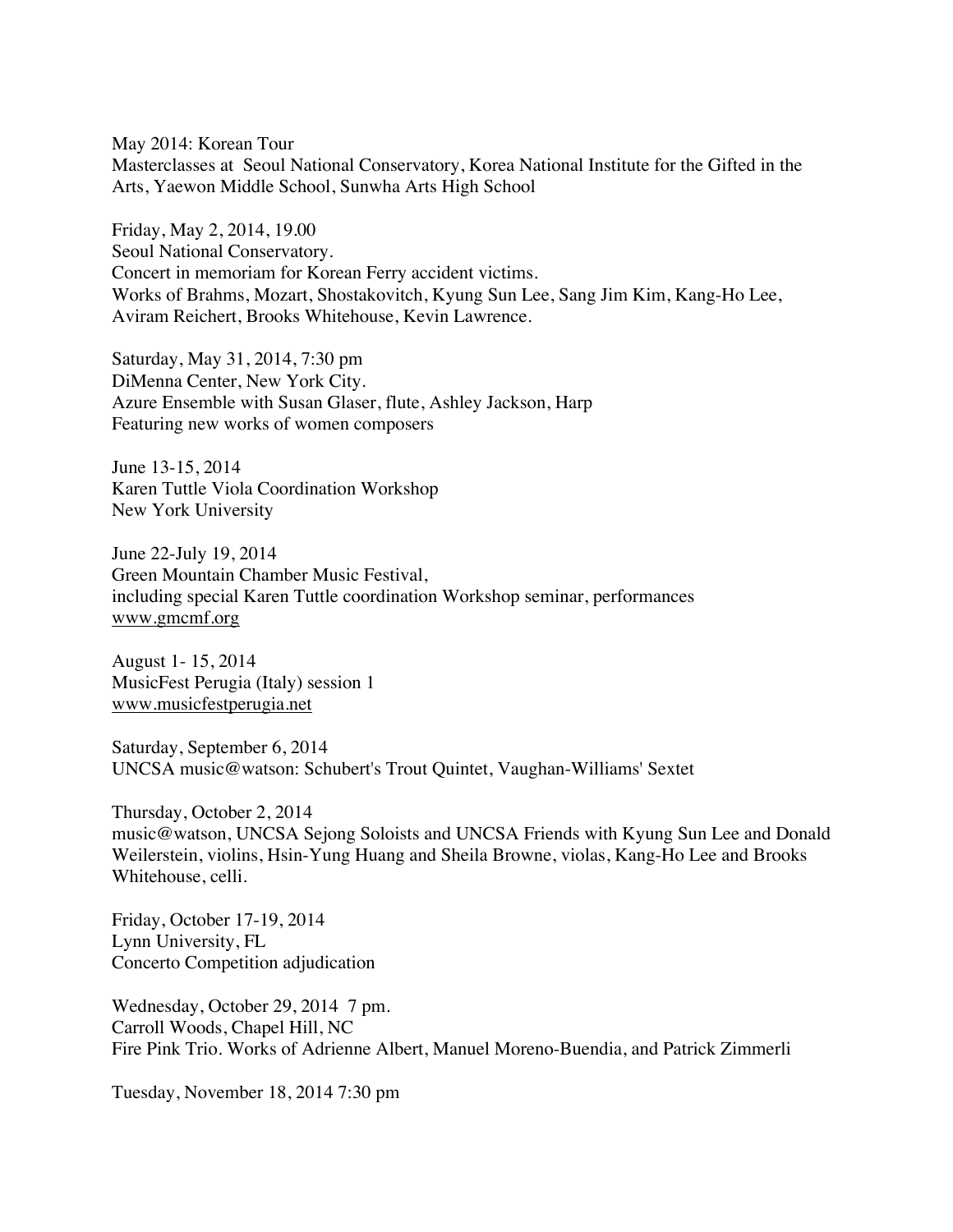May 2014: Korean Tour
Masterclasses at  Seoul National Conservatory, Korea National Institute for the Gifted in the Arts, Yaewon Middle School, Sunwha Arts High School

Friday, May 2, 2014, 19.00
Seoul National Conservatory.
Concert in memoriam for Korean Ferry accident victims.
Works of Brahms, Mozart, Shostakovitch, Kyung Sun Lee, Sang Jim Kim, Kang-Ho Lee, Aviram Reichert, Brooks Whitehouse, Kevin Lawrence.

Saturday, May 31, 2014, 7:30 pm
DiMenna Center, New York City.
Azure Ensemble with Susan Glaser, flute, Ashley Jackson, Harp
Featuring new works of women composers

June 13-15, 2014
Karen Tuttle Viola Coordination Workshop
New York University

June 22-July 19, 2014
Green Mountain Chamber Music Festival,
including special Karen Tuttle coordination Workshop seminar, performances
www.gmcmf.org

August 1- 15, 2014
MusicFest Perugia (Italy) session 1
www.musicfestperugia.net

Saturday, September 6, 2014
UNCSA music@watson: Schubert's Trout Quintet, Vaughan-Williams' Sextet

Thursday, October 2, 2014
music@watson, UNCSA Sejong Soloists and UNCSA Friends with Kyung Sun Lee and Donald Weilerstein, violins, Hsin-Yung Huang and Sheila Browne, violas, Kang-Ho Lee and Brooks Whitehouse, celli.

Friday, October 17-19, 2014
Lynn University, FL
Concerto Competition adjudication

Wednesday, October 29, 2014  7 pm.
Carroll Woods, Chapel Hill, NC
Fire Pink Trio. Works of Adrienne Albert, Manuel Moreno-Buendia, and Patrick Zimmerli

Tuesday, November 18, 2014 7:30 pm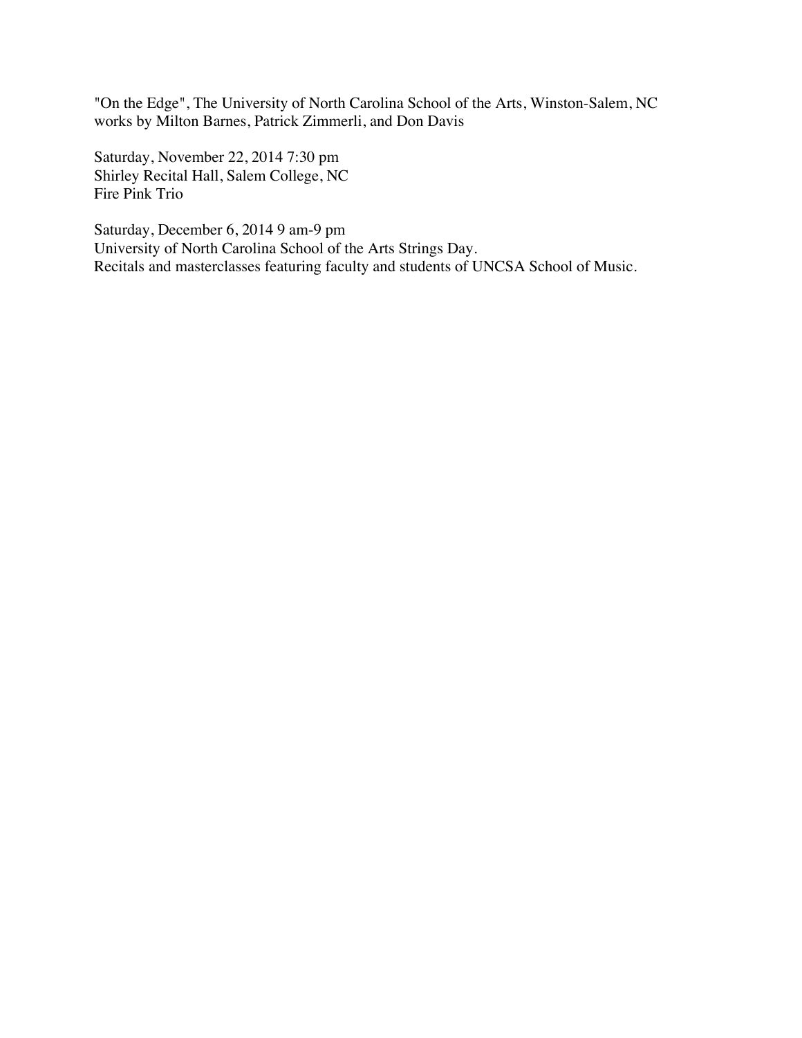"On the Edge", The University of North Carolina School of the Arts, Winston-Salem, NC
works by Milton Barnes, Patrick Zimmerli, and Don Davis

Saturday, November 22, 2014 7:30 pm
Shirley Recital Hall, Salem College, NC
Fire Pink Trio

Saturday, December 6, 2014 9 am-9 pm
University of North Carolina School of the Arts Strings Day.
Recitals and masterclasses featuring faculty and students of UNCSA School of Music.